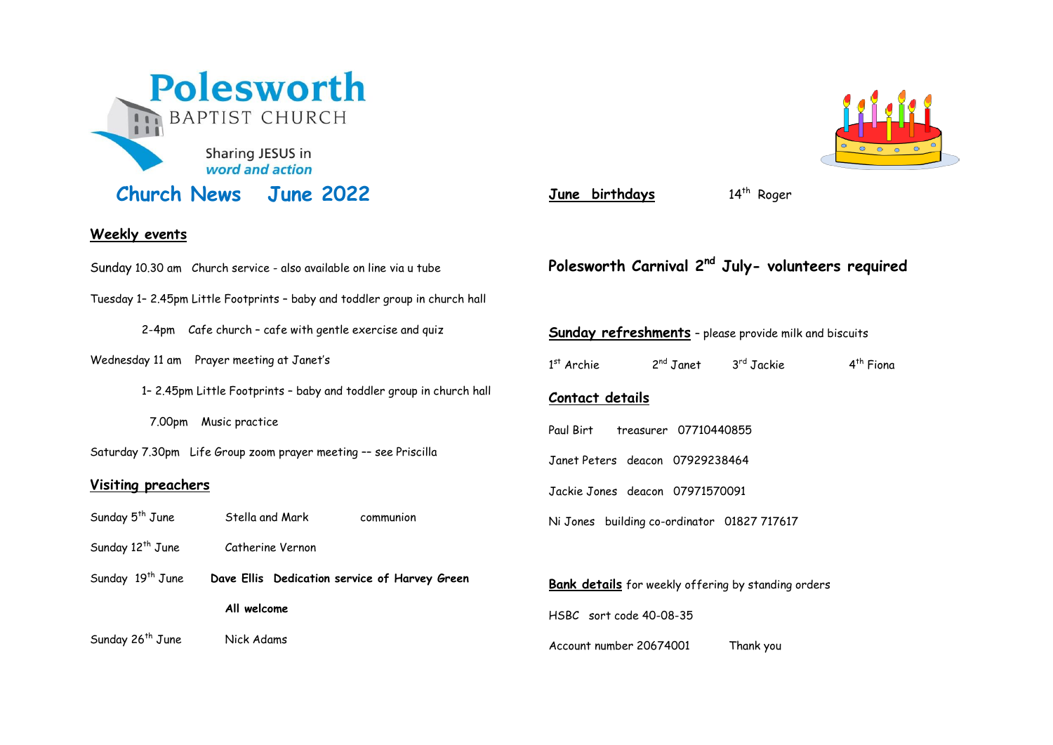# Polesworth

BAPTIST CHURCH

Sharing JESUS in *word and action*

## Church News June 2022

### Weekly events

Sunday 10.30 am Church service - also available on line via u tube

Tuesday 1– 2.45pm Little Footprints – baby and toddler group in church hall

2-4pm Cafe church – cafe with gentle exercise and quiz

Wednesday 11 am Prayer meeting at Janet's

1– 2.45pm Little Footprints – baby and toddler group in church hall

7.00pm Music practice

Saturday 7.30pm Life Group zoom prayer meeting –– see Priscilla

### Visiting preachers

Sunday 5th June Stella and Mark communion

Sunday 12th June Catherine Vernon

Sunday 19th June **Dave Ellis Dedication service of Harvey Green**

**All welcome**

Sunday 26th June Nick Adams

### June birthdays

14th Roger

### Polesworth Carnival 2nd July- volunteers required

### Sunday refreshments

– please provide milk and biscuits

1st Archie 2nd Janet 3rd Jackie 4th Fiona

### Contact details

Paul Birt treasurer 07710440855

Janet Peters deacon 07929238464

Jackie Jones deacon 07971570091

Ni Jones building co-ordinator 01827 717617

### Bank details

for weekly offering by standing orders

HSBC sort code 40-08-35

Account number 20674001 Thank you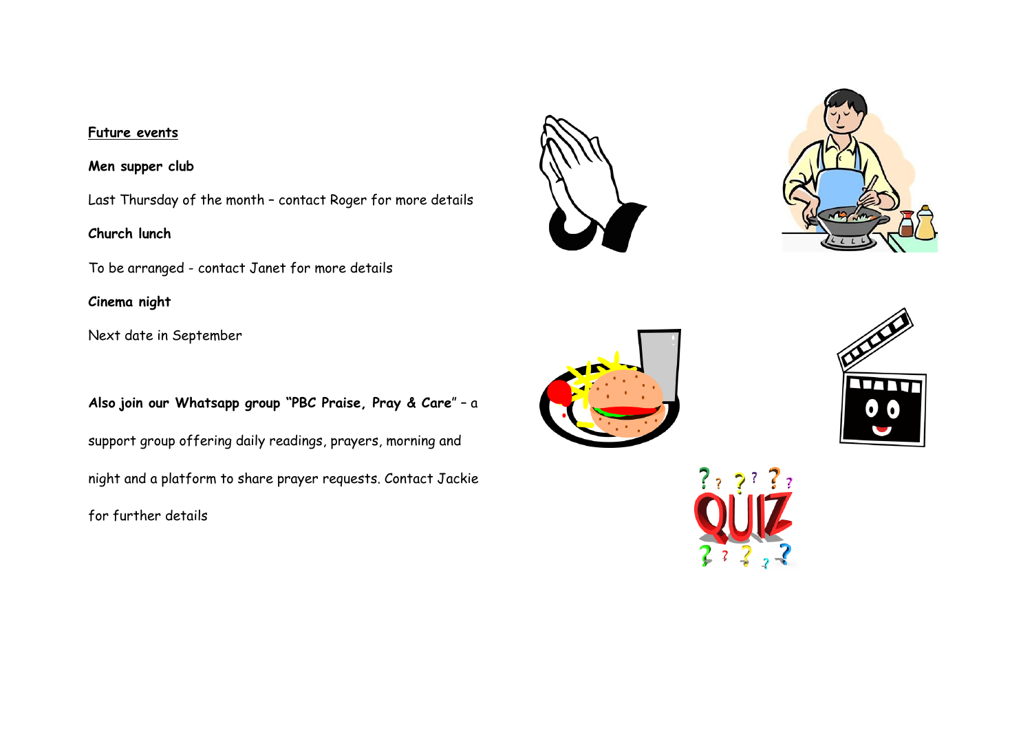## Future events

**Men supper club**

Last Thursday of the month – contact Roger for more details

**Church lunch**

To be arranged - contact Janet for more details

**Cinema night**

Next date in September

**Also join our Whatsapp group "PBC Praise, Pray & Care**" – a support group offering daily readings, prayers, morning and night and a platform to share prayer requests. Contact Jackie for further details